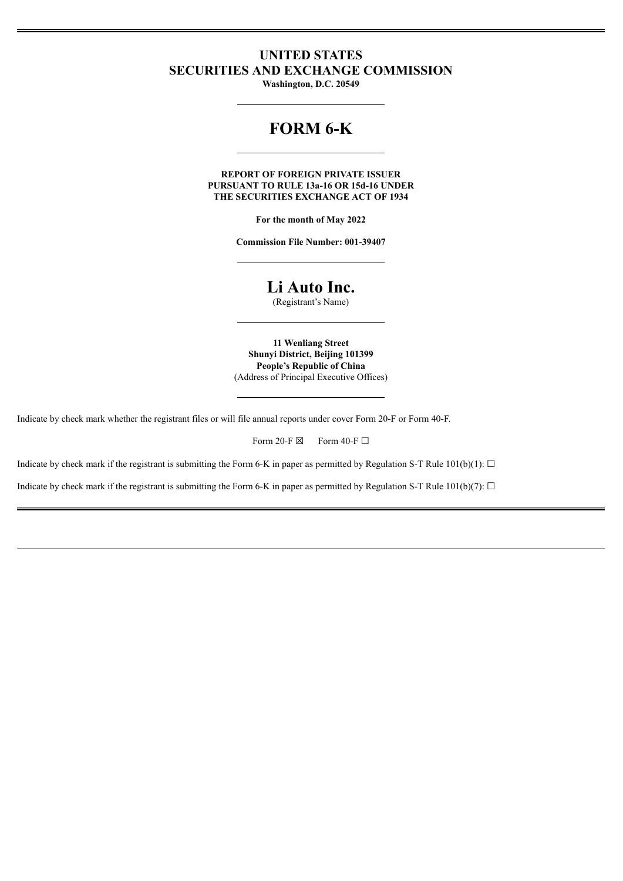# UNITED STATES
# SECURITIES AND EXCHANGE COMMISSION

**Washington, D.C. 20549**

---

# FORM 6-K

---

**REPORT OF FOREIGN PRIVATE ISSUER**
**PURSUANT TO RULE 13a-16 OR 15d-16 UNDER**
**THE SECURITIES EXCHANGE ACT OF 1934**

**For the month of May 2022**

**Commission File Number: 001-39407**

---

# Li Auto Inc.

(Registrant's Name)

---

**11 Wenliang Street**
**Shunyi District, Beijing 101399**
**People's Republic of China**
(Address of Principal Executive Offices)

---

Indicate by check mark whether the registrant files or will file annual reports under cover Form 20-F or Form 40-F.

Form 20-F ☒ Form 40-F ☐

Indicate by check mark if the registrant is submitting the Form 6-K in paper as permitted by Regulation S-T Rule 101(b)(1): ☐

Indicate by check mark if the registrant is submitting the Form 6-K in paper as permitted by Regulation S-T Rule 101(b)(7): ☐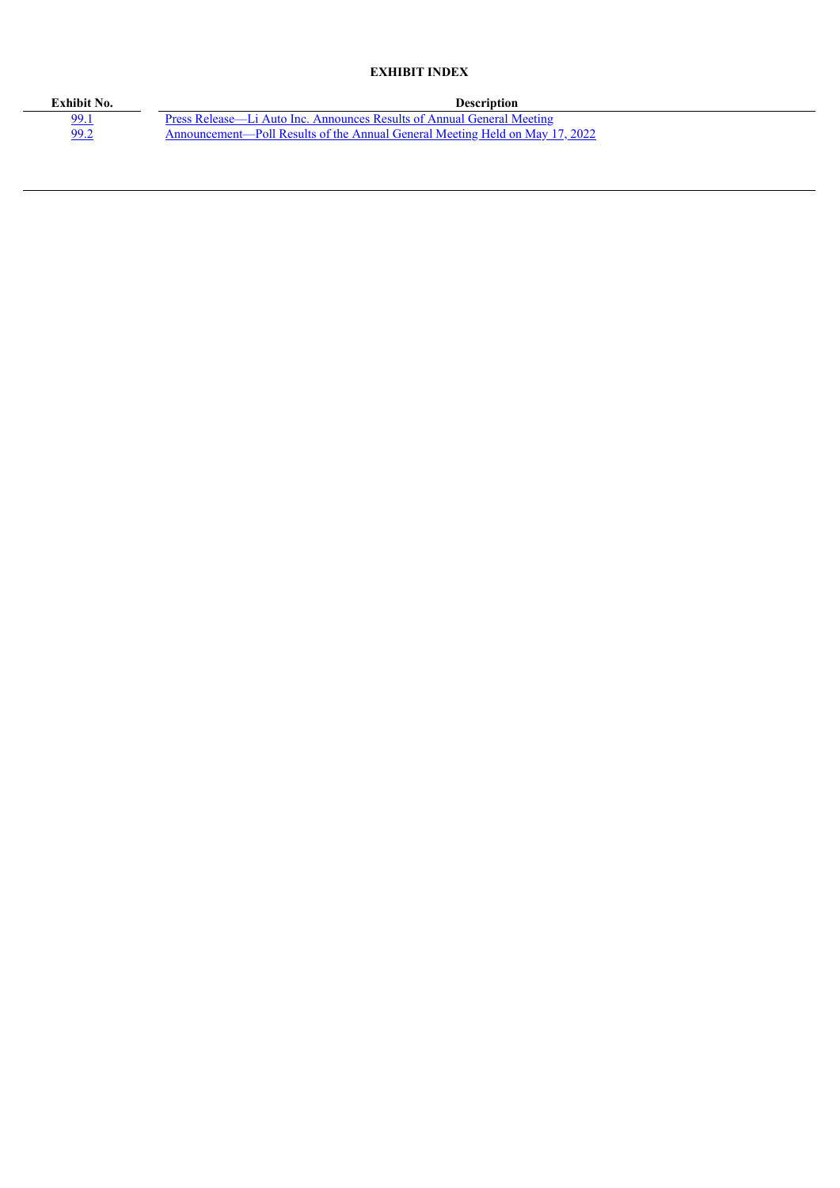**EXHIBIT INDEX**

| Exhibit No. | Description |
|---|---|
| 99.1 | Press Release—Li Auto Inc. Announces Results of Annual General Meeting |
| 99.2 | Announcement—Poll Results of the Annual General Meeting Held on May 17, 2022 |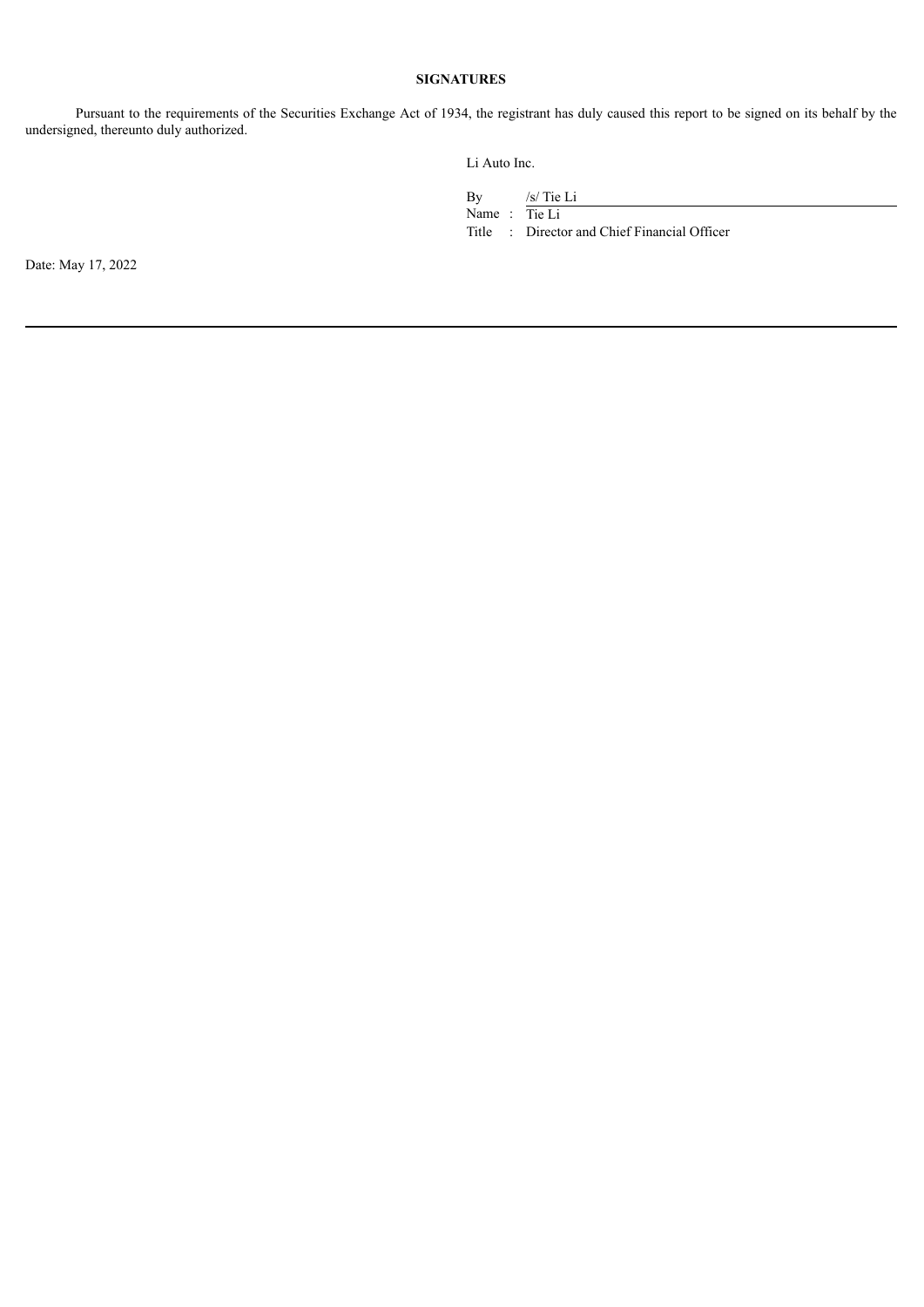**SIGNATURES**

Pursuant to the requirements of the Securities Exchange Act of 1934, the registrant has duly caused this report to be signed on its behalf by the undersigned, thereunto duly authorized.

Li Auto Inc.

| | | |
|---|---|---|
| By | | /s/ Tie Li |
| Name | : | Tie Li |
| Title | : | Director and Chief Financial Officer |

Date: May 17, 2022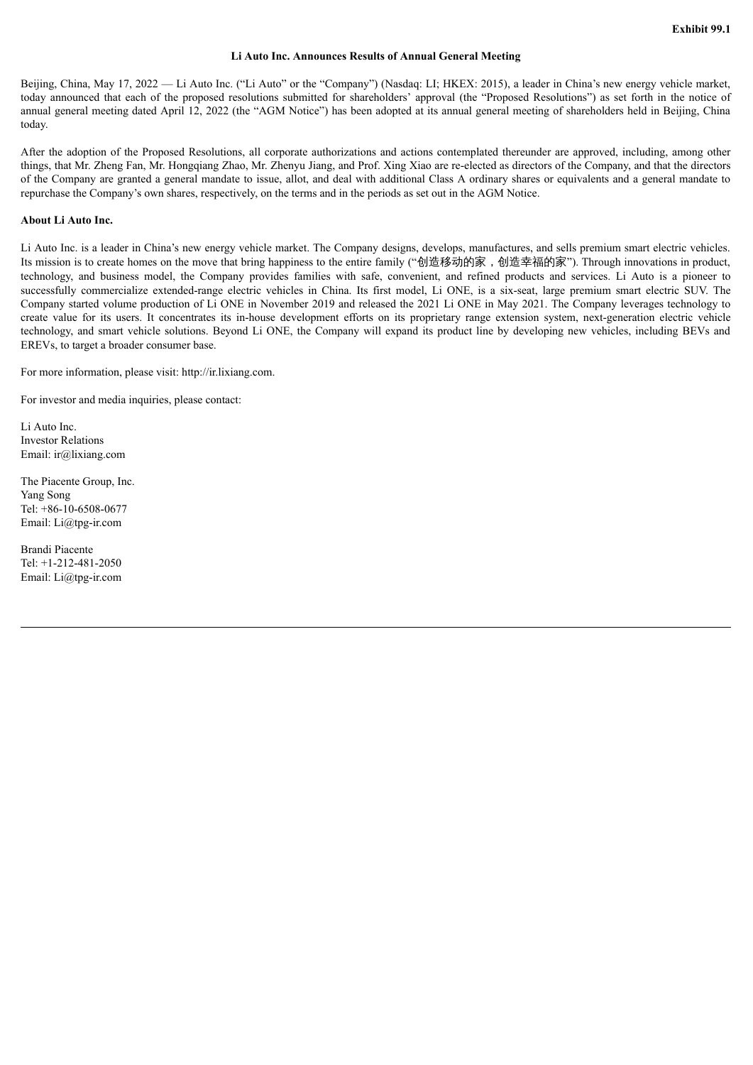**Exhibit 99.1**

# Li Auto Inc. Announces Results of Annual General Meeting

Beijing, China, May 17, 2022 — Li Auto Inc. ("Li Auto" or the "Company") (Nasdaq: LI; HKEX: 2015), a leader in China's new energy vehicle market, today announced that each of the proposed resolutions submitted for shareholders' approval (the "Proposed Resolutions") as set forth in the notice of annual general meeting dated April 12, 2022 (the "AGM Notice") has been adopted at its annual general meeting of shareholders held in Beijing, China today.

After the adoption of the Proposed Resolutions, all corporate authorizations and actions contemplated thereunder are approved, including, among other things, that Mr. Zheng Fan, Mr. Hongqiang Zhao, Mr. Zhenyu Jiang, and Prof. Xing Xiao are re-elected as directors of the Company, and that the directors of the Company are granted a general mandate to issue, allot, and deal with additional Class A ordinary shares or equivalents and a general mandate to repurchase the Company's own shares, respectively, on the terms and in the periods as set out in the AGM Notice.

**About Li Auto Inc.**

Li Auto Inc. is a leader in China's new energy vehicle market. The Company designs, develops, manufactures, and sells premium smart electric vehicles. Its mission is to create homes on the move that bring happiness to the entire family ("创造移动的家，创造幸福的家"). Through innovations in product, technology, and business model, the Company provides families with safe, convenient, and refined products and services. Li Auto is a pioneer to successfully commercialize extended-range electric vehicles in China. Its first model, Li ONE, is a six-seat, large premium smart electric SUV. The Company started volume production of Li ONE in November 2019 and released the 2021 Li ONE in May 2021. The Company leverages technology to create value for its users. It concentrates its in-house development efforts on its proprietary range extension system, next-generation electric vehicle technology, and smart vehicle solutions. Beyond Li ONE, the Company will expand its product line by developing new vehicles, including BEVs and EREVs, to target a broader consumer base.

For more information, please visit: http://ir.lixiang.com.

For investor and media inquiries, please contact:

Li Auto Inc.
Investor Relations
Email: ir@lixiang.com

The Piacente Group, Inc.
Yang Song
Tel: +86-10-6508-0677
Email: Li@tpg-ir.com

Brandi Piacente
Tel: +1-212-481-2050
Email: Li@tpg-ir.com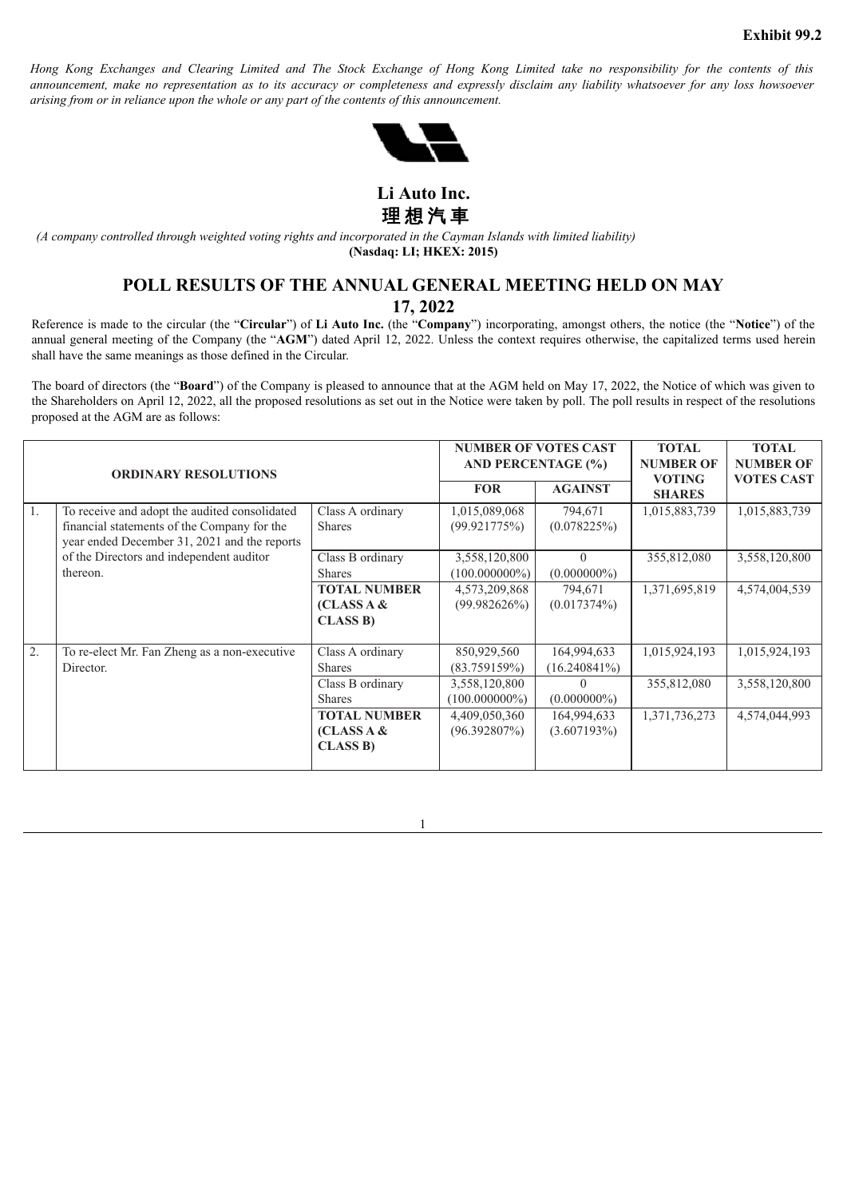**Exhibit 99.2**

*Hong Kong Exchanges and Clearing Limited and The Stock Exchange of Hong Kong Limited take no responsibility for the contents of this announcement, make no representation as to its accuracy or completeness and expressly disclaim any liability whatsoever for any loss howsoever arising from or in reliance upon the whole or any part of the contents of this announcement.*

# Li Auto Inc.
# 理想汽車

*(A company controlled through weighted voting rights and incorporated in the Cayman Islands with limited liability)*
**(Nasdaq: LI; HKEX: 2015)**

## POLL RESULTS OF THE ANNUAL GENERAL MEETING HELD ON MAY 17, 2022

Reference is made to the circular (the "**Circular**") of **Li Auto Inc.** (the "**Company**") incorporating, amongst others, the notice (the "**Notice**") of the annual general meeting of the Company (the "**AGM**") dated April 12, 2022. Unless the context requires otherwise, the capitalized terms used herein shall have the same meanings as those defined in the Circular.

The board of directors (the "**Board**") of the Company is pleased to announce that at the AGM held on May 17, 2022, the Notice of which was given to the Shareholders on April 12, 2022, all the proposed resolutions as set out in the Notice were taken by poll. The poll results in respect of the resolutions proposed at the AGM are as follows:

| **ORDINARY RESOLUTIONS** | | | **NUMBER OF VOTES CAST AND PERCENTAGE (%)** | | **TOTAL NUMBER OF VOTING SHARES** | **TOTAL NUMBER OF VOTES CAST** |
|---|---|---|---|---|---|---|
| | | | **FOR** | **AGAINST** | | |
| 1. | To receive and adopt the audited consolidated financial statements of the Company for the year ended December 31, 2021 and the reports of the Directors and independent auditor thereon. | Class A ordinary Shares | 1,015,089,068 (99.921775%) | 794,671 (0.078225%) | 1,015,883,739 | 1,015,883,739 |
| | | Class B ordinary Shares | 3,558,120,800 (100.000000%) | 0 (0.000000%) | 355,812,080 | 3,558,120,800 |
| | | **TOTAL NUMBER (CLASS A & CLASS B)** | 4,573,209,868 (99.982626%) | 794,671 (0.017374%) | 1,371,695,819 | 4,574,004,539 |
| 2. | To re-elect Mr. Fan Zheng as a non-executive Director. | Class A ordinary Shares | 850,929,560 (83.759159%) | 164,994,633 (16.240841%) | 1,015,924,193 | 1,015,924,193 |
| | | Class B ordinary Shares | 3,558,120,800 (100.000000%) | 0 (0.000000%) | 355,812,080 | 3,558,120,800 |
| | | **TOTAL NUMBER (CLASS A & CLASS B)** | 4,409,050,360 (96.392807%) | 164,994,633 (3.607193%) | 1,371,736,273 | 4,574,044,993 |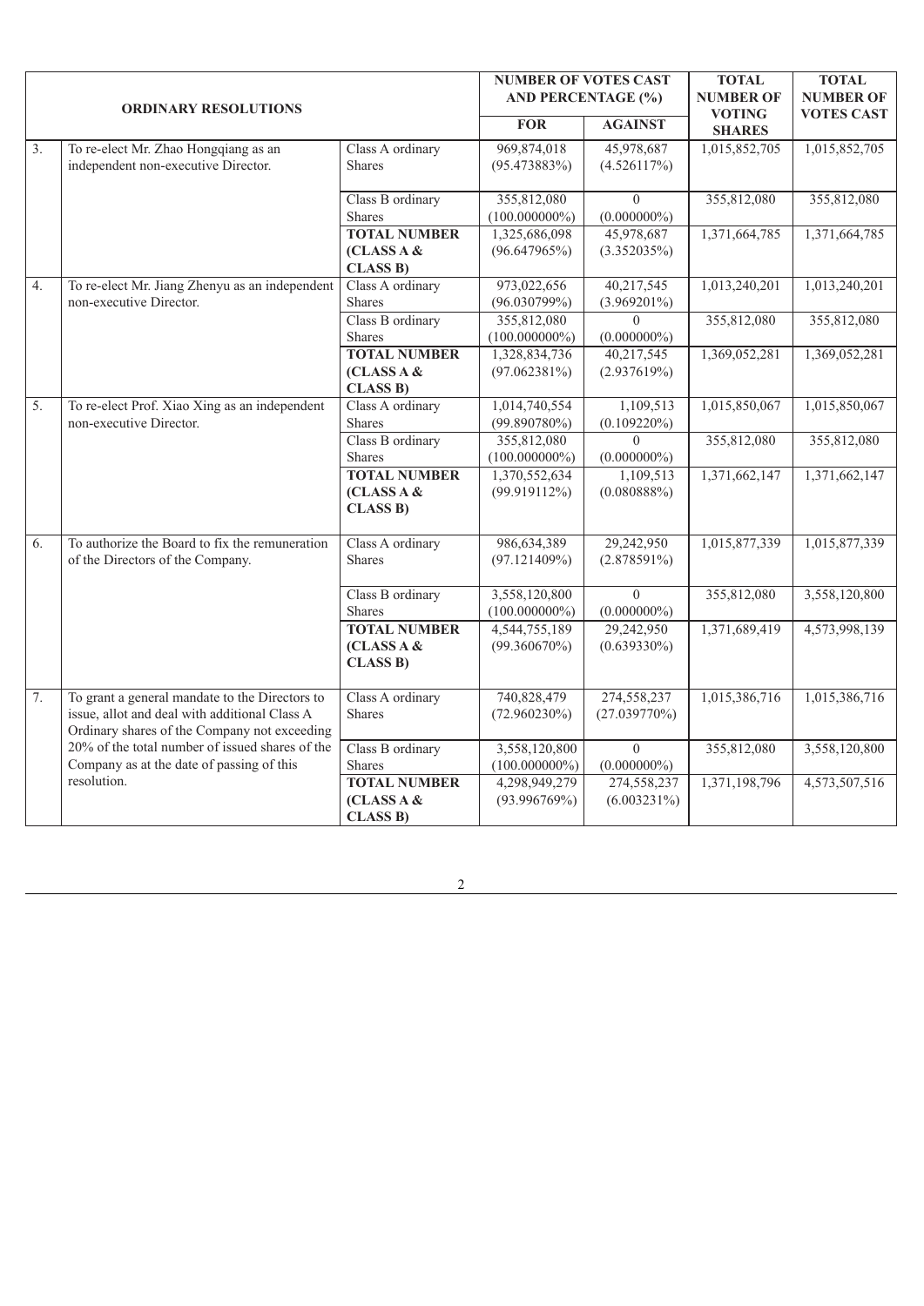| ORDINARY RESOLUTIONS | | | NUMBER OF VOTES CAST AND PERCENTAGE (%) | | TOTAL NUMBER OF VOTING SHARES | TOTAL NUMBER OF VOTES CAST |
|---|---|---|---|---|---|---|
| | | | FOR | AGAINST | | |
| 3. | To re-elect Mr. Zhao Hongqiang as an independent non-executive Director. | Class A ordinary Shares | 969,874,018 (95.473883%) | 45,978,687 (4.526117%) | 1,015,852,705 | 1,015,852,705 |
| | | Class B ordinary Shares | 355,812,080 (100.000000%) | 0 (0.000000%) | 355,812,080 | 355,812,080 |
| | | **TOTAL NUMBER (CLASS A & CLASS B)** | 1,325,686,098 (96.647965%) | 45,978,687 (3.352035%) | 1,371,664,785 | 1,371,664,785 |
| 4. | To re-elect Mr. Jiang Zhenyu as an independent non-executive Director. | Class A ordinary Shares | 973,022,656 (96.030799%) | 40,217,545 (3.969201%) | 1,013,240,201 | 1,013,240,201 |
| | | Class B ordinary Shares | 355,812,080 (100.000000%) | 0 (0.000000%) | 355,812,080 | 355,812,080 |
| | | **TOTAL NUMBER (CLASS A & CLASS B)** | 1,328,834,736 (97.062381%) | 40,217,545 (2.937619%) | 1,369,052,281 | 1,369,052,281 |
| 5. | To re-elect Prof. Xiao Xing as an independent non-executive Director. | Class A ordinary Shares | 1,014,740,554 (99.890780%) | 1,109,513 (0.109220%) | 1,015,850,067 | 1,015,850,067 |
| | | Class B ordinary Shares | 355,812,080 (100.000000%) | 0 (0.000000%) | 355,812,080 | 355,812,080 |
| | | **TOTAL NUMBER (CLASS A & CLASS B)** | 1,370,552,634 (99.919112%) | 1,109,513 (0.080888%) | 1,371,662,147 | 1,371,662,147 |
| 6. | To authorize the Board to fix the remuneration of the Directors of the Company. | Class A ordinary Shares | 986,634,389 (97.121409%) | 29,242,950 (2.878591%) | 1,015,877,339 | 1,015,877,339 |
| | | Class B ordinary Shares | 3,558,120,800 (100.000000%) | 0 (0.000000%) | 355,812,080 | 3,558,120,800 |
| | | **TOTAL NUMBER (CLASS A & CLASS B)** | 4,544,755,189 (99.360670%) | 29,242,950 (0.639330%) | 1,371,689,419 | 4,573,998,139 |
| 7. | To grant a general mandate to the Directors to issue, allot and deal with additional Class A Ordinary shares of the Company not exceeding 20% of the total number of issued shares of the Company as at the date of passing of this resolution. | Class A ordinary Shares | 740,828,479 (72.960230%) | 274,558,237 (27.039770%) | 1,015,386,716 | 1,015,386,716 |
| | | Class B ordinary Shares | 3,558,120,800 (100.000000%) | 0 (0.000000%) | 355,812,080 | 3,558,120,800 |
| | | **TOTAL NUMBER (CLASS A & CLASS B)** | 4,298,949,279 (93.996769%) | 274,558,237 (6.003231%) | 1,371,198,796 | 4,573,507,516 |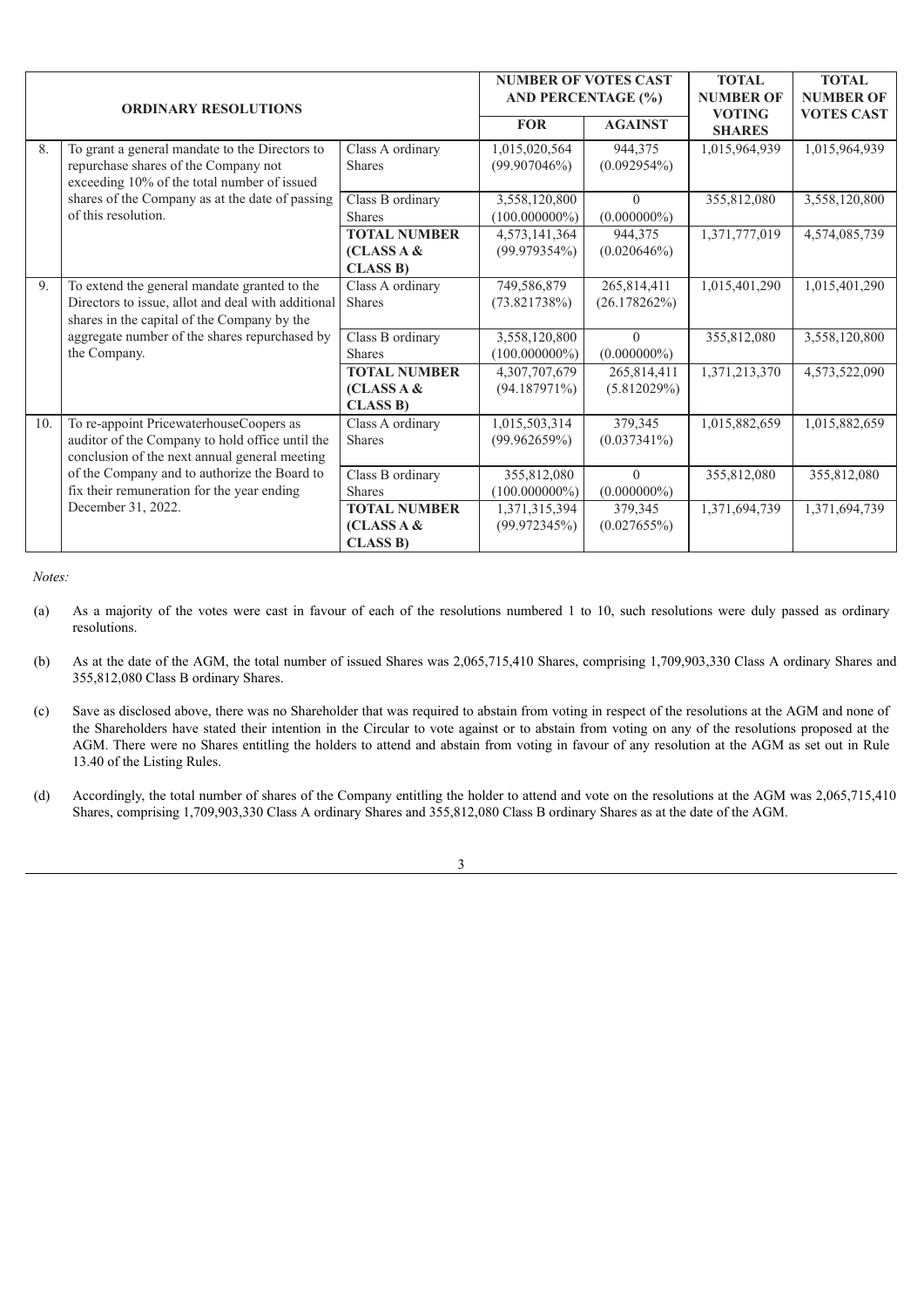| ORDINARY RESOLUTIONS | | | NUMBER OF VOTES CAST AND PERCENTAGE (%) | | TOTAL NUMBER OF VOTING SHARES | TOTAL NUMBER OF VOTES CAST |
|---|---|---|---|---|---|---|
| | | | FOR | AGAINST | | |
| 8. | To grant a general mandate to the Directors to repurchase shares of the Company not exceeding 10% of the total number of issued shares of the Company as at the date of passing of this resolution. | Class A ordinary Shares | 1,015,020,564 (99.907046%) | 944,375 (0.092954%) | 1,015,964,939 | 1,015,964,939 |
| | | Class B ordinary Shares | 3,558,120,800 (100.000000%) | 0 (0.000000%) | 355,812,080 | 3,558,120,800 |
| | | **TOTAL NUMBER (CLASS A & CLASS B)** | 4,573,141,364 (99.979354%) | 944,375 (0.020646%) | 1,371,777,019 | 4,574,085,739 |
| 9. | To extend the general mandate granted to the Directors to issue, allot and deal with additional shares in the capital of the Company by the aggregate number of the shares repurchased by the Company. | Class A ordinary Shares | 749,586,879 (73.821738%) | 265,814,411 (26.178262%) | 1,015,401,290 | 1,015,401,290 |
| | | Class B ordinary Shares | 3,558,120,800 (100.000000%) | 0 (0.000000%) | 355,812,080 | 3,558,120,800 |
| | | **TOTAL NUMBER (CLASS A & CLASS B)** | 4,307,707,679 (94.187971%) | 265,814,411 (5.812029%) | 1,371,213,370 | 4,573,522,090 |
| 10. | To re-appoint PricewaterhouseCoopers as auditor of the Company to hold office until the conclusion of the next annual general meeting of the Company and to authorize the Board to fix their remuneration for the year ending December 31, 2022. | Class A ordinary Shares | 1,015,503,314 (99.962659%) | 379,345 (0.037341%) | 1,015,882,659 | 1,015,882,659 |
| | | Class B ordinary Shares | 355,812,080 (100.000000%) | 0 (0.000000%) | 355,812,080 | 355,812,080 |
| | | **TOTAL NUMBER (CLASS A & CLASS B)** | 1,371,315,394 (99.972345%) | 379,345 (0.027655%) | 1,371,694,739 | 1,371,694,739 |

*Notes:*

(a) As a majority of the votes were cast in favour of each of the resolutions numbered 1 to 10, such resolutions were duly passed as ordinary resolutions.

(b) As at the date of the AGM, the total number of issued Shares was 2,065,715,410 Shares, comprising 1,709,903,330 Class A ordinary Shares and 355,812,080 Class B ordinary Shares.

(c) Save as disclosed above, there was no Shareholder that was required to abstain from voting in respect of the resolutions at the AGM and none of the Shareholders have stated their intention in the Circular to vote against or to abstain from voting on any of the resolutions proposed at the AGM. There were no Shares entitling the holders to attend and abstain from voting in favour of any resolution at the AGM as set out in Rule 13.40 of the Listing Rules.

(d) Accordingly, the total number of shares of the Company entitling the holder to attend and vote on the resolutions at the AGM was 2,065,715,410 Shares, comprising 1,709,903,330 Class A ordinary Shares and 355,812,080 Class B ordinary Shares as at the date of the AGM.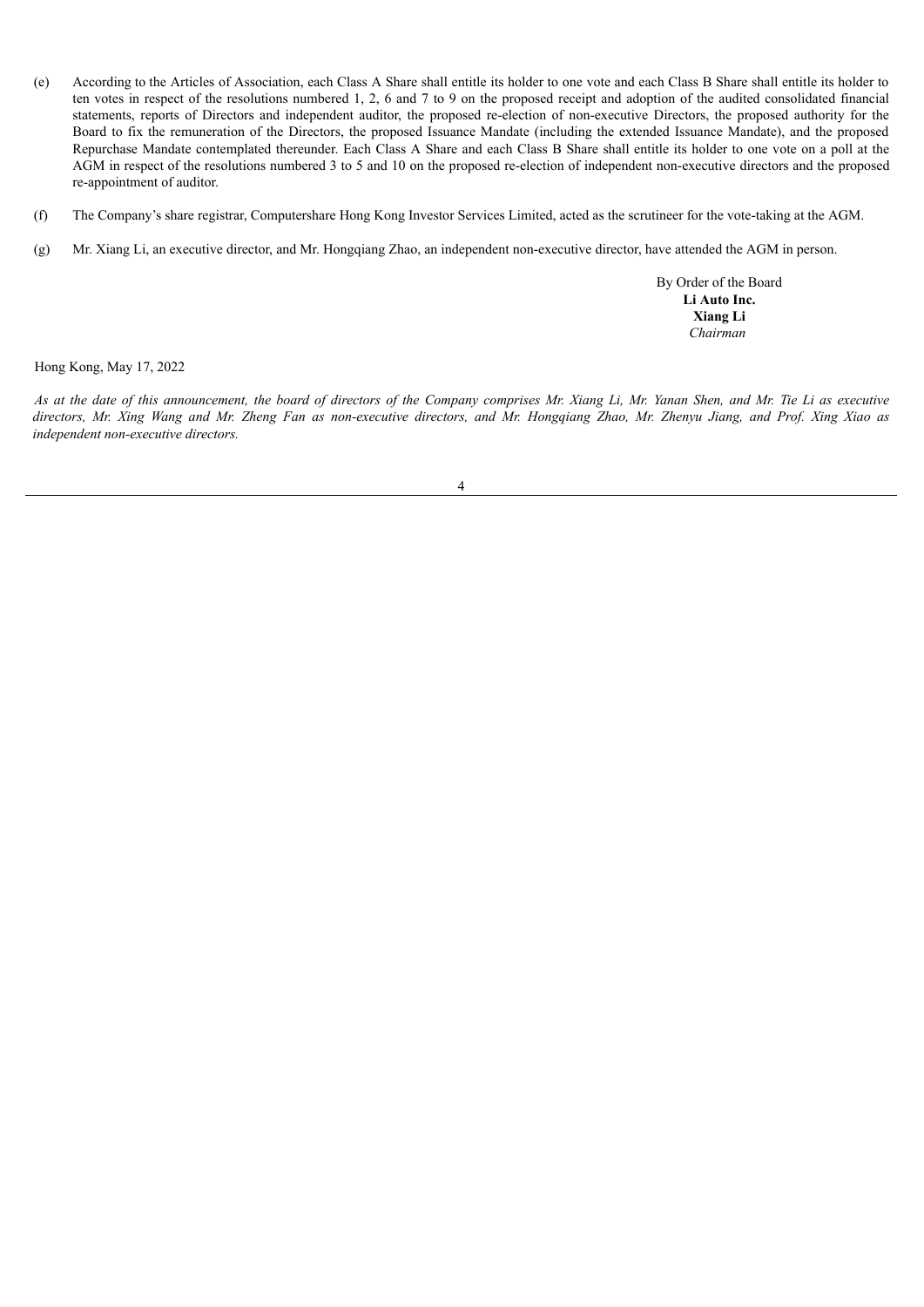(e) According to the Articles of Association, each Class A Share shall entitle its holder to one vote and each Class B Share shall entitle its holder to ten votes in respect of the resolutions numbered 1, 2, 6 and 7 to 9 on the proposed receipt and adoption of the audited consolidated financial statements, reports of Directors and independent auditor, the proposed re-election of non-executive Directors, the proposed authority for the Board to fix the remuneration of the Directors, the proposed Issuance Mandate (including the extended Issuance Mandate), and the proposed Repurchase Mandate contemplated thereunder. Each Class A Share and each Class B Share shall entitle its holder to one vote on a poll at the AGM in respect of the resolutions numbered 3 to 5 and 10 on the proposed re-election of independent non-executive directors and the proposed re-appointment of auditor.

(f) The Company's share registrar, Computershare Hong Kong Investor Services Limited, acted as the scrutineer for the vote-taking at the AGM.

(g) Mr. Xiang Li, an executive director, and Mr. Hongqiang Zhao, an independent non-executive director, have attended the AGM in person.

By Order of the Board
**Li Auto Inc.**
**Xiang Li**
*Chairman*

Hong Kong, May 17, 2022

*As at the date of this announcement, the board of directors of the Company comprises Mr. Xiang Li, Mr. Yanan Shen, and Mr. Tie Li as executive directors, Mr. Xing Wang and Mr. Zheng Fan as non-executive directors, and Mr. Hongqiang Zhao, Mr. Zhenyu Jiang, and Prof. Xing Xiao as independent non-executive directors.*